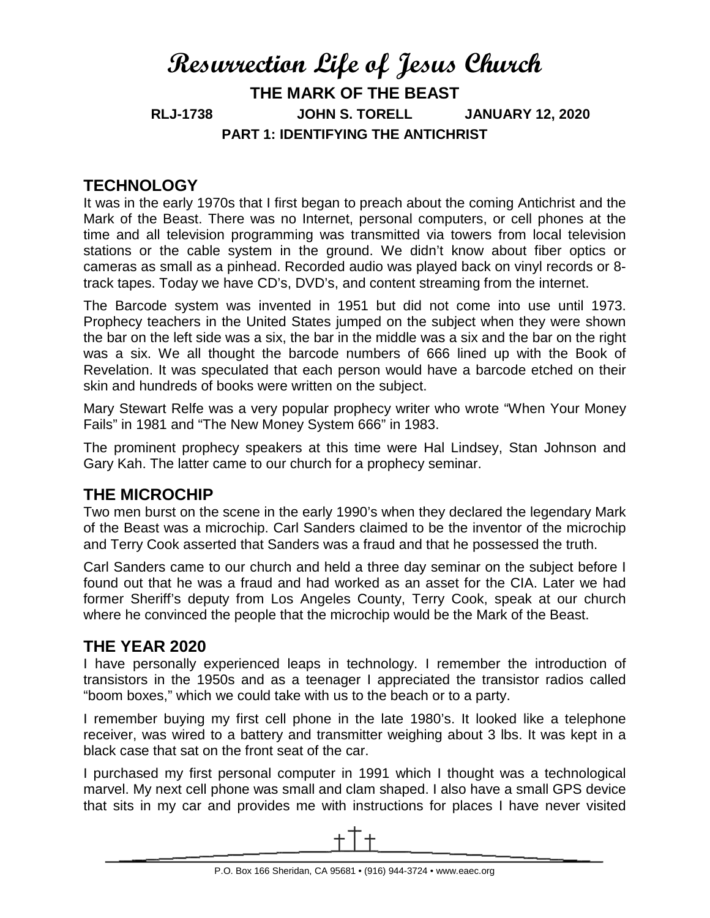// Resurrection Life of Jesus Church

**THE MARK OF THE BEAST**

**RLJ-1738 JOHN S. TORELL JANUARY 12, 2020**

**PART 1: IDENTIFYING THE ANTICHRIST**

## TECHNOLOGY

It was in the early 1970s that I first began to preach about the coming Antichrist and the Mark of the Beast. There was no Internet, personal computers, or cell phones at the time and all television programming was transmitted via towers from local television stations or the cable system in the ground. We didn't know about fiber optics or cameras as small as a pinhead. Recorded audio was played back on vinyl records or 8-track tapes. Today we have CD's, DVD's, and content streaming from the internet.

The Barcode system was invented in 1951 but did not come into use until 1973. Prophecy teachers in the United States jumped on the subject when they were shown the bar on the left side was a six, the bar in the middle was a six and the bar on the right was a six. We all thought the barcode numbers of 666 lined up with the Book of Revelation. It was speculated that each person would have a barcode etched on their skin and hundreds of books were written on the subject.

Mary Stewart Relfe was a very popular prophecy writer who wrote "When Your Money Fails" in 1981 and "The New Money System 666" in 1983.

The prominent prophecy speakers at this time were Hal Lindsey, Stan Johnson and Gary Kah. The latter came to our church for a prophecy seminar.

## THE MICROCHIP

Two men burst on the scene in the early 1990's when they declared the legendary Mark of the Beast was a microchip. Carl Sanders claimed to be the inventor of the microchip and Terry Cook asserted that Sanders was a fraud and that he possessed the truth.

Carl Sanders came to our church and held a three day seminar on the subject before I found out that he was a fraud and had worked as an asset for the CIA. Later we had former Sheriff's deputy from Los Angeles County, Terry Cook, speak at our church where he convinced the people that the microchip would be the Mark of the Beast.

## THE YEAR 2020

I have personally experienced leaps in technology. I remember the introduction of transistors in the 1950s and as a teenager I appreciated the transistor radios called "boom boxes," which we could take with us to the beach or to a party.

I remember buying my first cell phone in the late 1980's. It looked like a telephone receiver, was wired to a battery and transmitter weighing about 3 lbs. It was kept in a black case that sat on the front seat of the car.

I purchased my first personal computer in 1991 which I thought was a technological marvel. My next cell phone was small and clam shaped. I also have a small GPS device that sits in my car and provides me with instructions for places I have never visited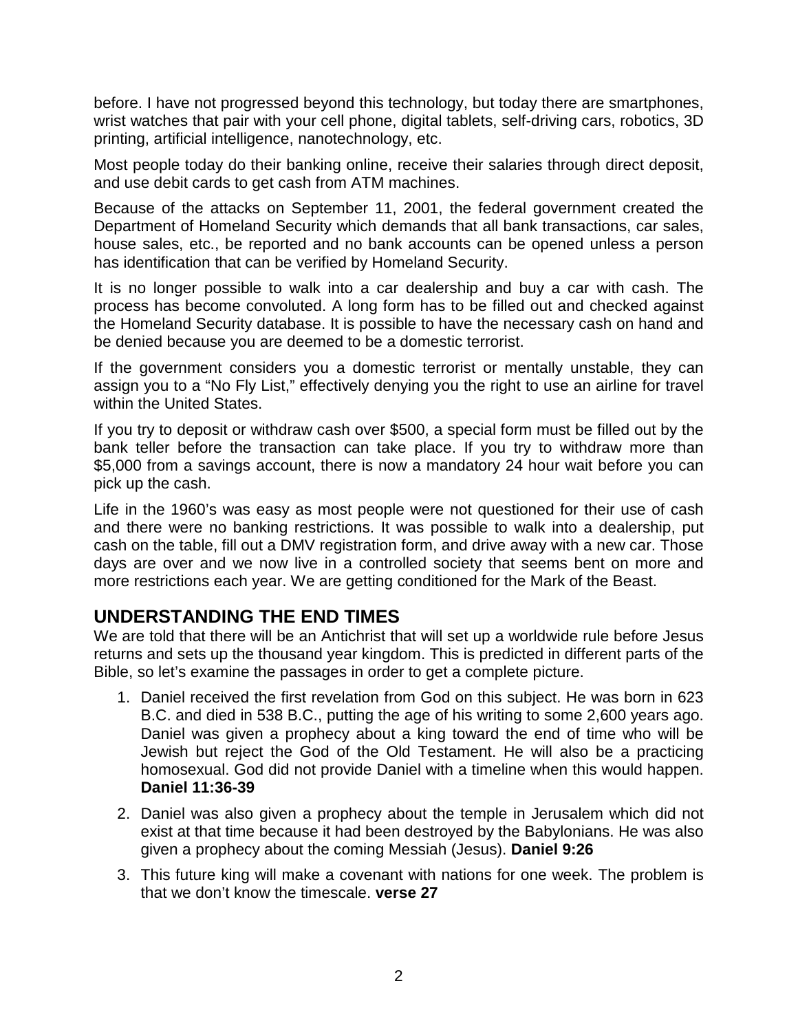before. I have not progressed beyond this technology, but today there are smartphones, wrist watches that pair with your cell phone, digital tablets, self-driving cars, robotics, 3D printing, artificial intelligence, nanotechnology, etc.

Most people today do their banking online, receive their salaries through direct deposit, and use debit cards to get cash from ATM machines.

Because of the attacks on September 11, 2001, the federal government created the Department of Homeland Security which demands that all bank transactions, car sales, house sales, etc., be reported and no bank accounts can be opened unless a person has identification that can be verified by Homeland Security.

It is no longer possible to walk into a car dealership and buy a car with cash. The process has become convoluted. A long form has to be filled out and checked against the Homeland Security database. It is possible to have the necessary cash on hand and be denied because you are deemed to be a domestic terrorist.

If the government considers you a domestic terrorist or mentally unstable, they can assign you to a "No Fly List," effectively denying you the right to use an airline for travel within the United States.

If you try to deposit or withdraw cash over $500, a special form must be filled out by the bank teller before the transaction can take place. If you try to withdraw more than $5,000 from a savings account, there is now a mandatory 24 hour wait before you can pick up the cash.

Life in the 1960's was easy as most people were not questioned for their use of cash and there were no banking restrictions. It was possible to walk into a dealership, put cash on the table, fill out a DMV registration form, and drive away with a new car. Those days are over and we now live in a controlled society that seems bent on more and more restrictions each year. We are getting conditioned for the Mark of the Beast.

## UNDERSTANDING THE END TIMES

We are told that there will be an Antichrist that will set up a worldwide rule before Jesus returns and sets up the thousand year kingdom. This is predicted in different parts of the Bible, so let's examine the passages in order to get a complete picture.

1. Daniel received the first revelation from God on this subject. He was born in 623 B.C. and died in 538 B.C., putting the age of his writing to some 2,600 years ago. Daniel was given a prophecy about a king toward the end of time who will be Jewish but reject the God of the Old Testament. He will also be a practicing homosexual. God did not provide Daniel with a timeline when this would happen. **Daniel 11:36-39**
2. Daniel was also given a prophecy about the temple in Jerusalem which did not exist at that time because it had been destroyed by the Babylonians. He was also given a prophecy about the coming Messiah (Jesus). **Daniel 9:26**
3. This future king will make a covenant with nations for one week. The problem is that we don't know the timescale. **verse 27**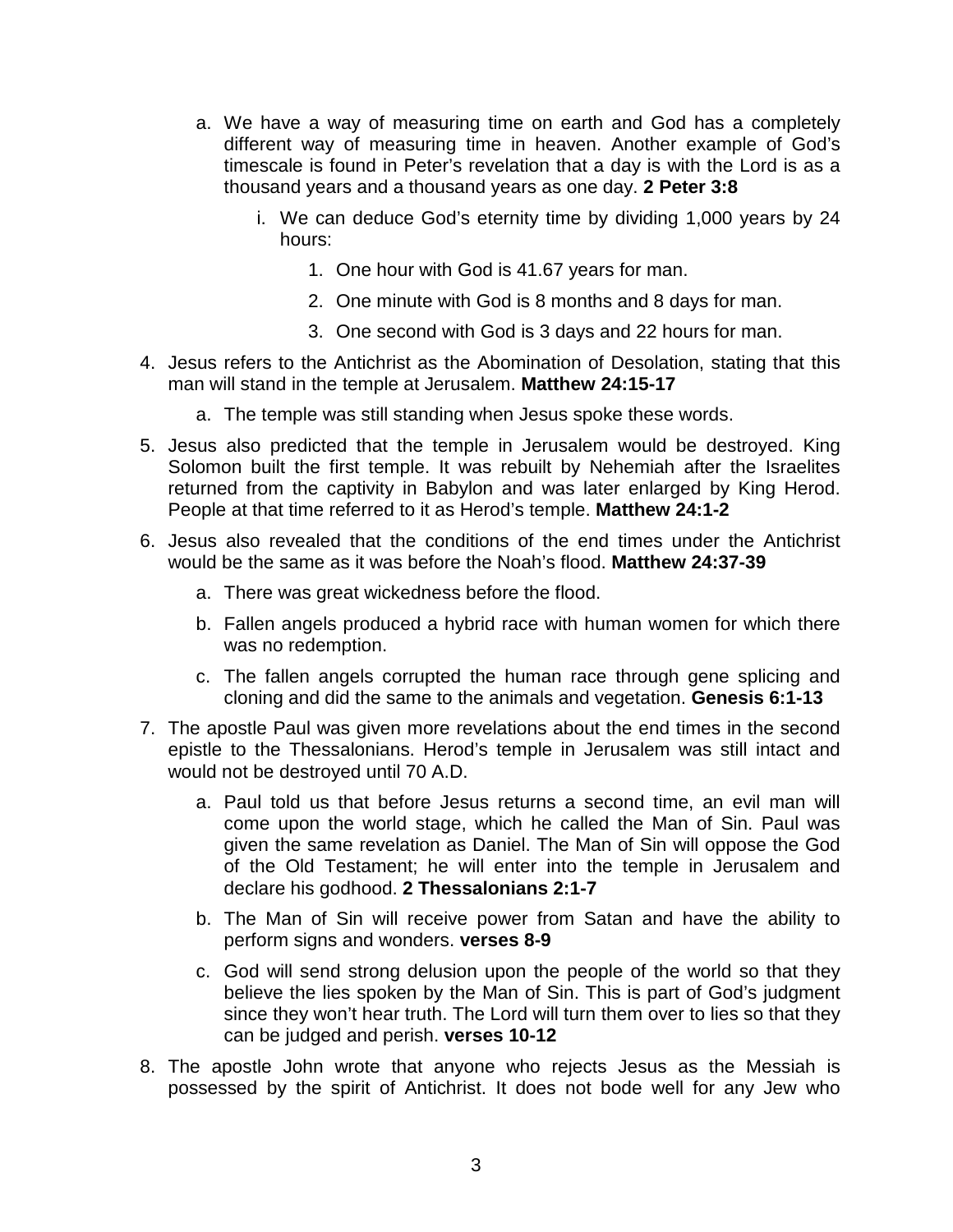a. We have a way of measuring time on earth and God has a completely different way of measuring time in heaven. Another example of God's timescale is found in Peter's revelation that a day is with the Lord is as a thousand years and a thousand years as one day. **2 Peter 3:8**

   i. We can deduce God's eternity time by dividing 1,000 years by 24 hours:

      1. One hour with God is 41.67 years for man.

      2. One minute with God is 8 months and 8 days for man.

      3. One second with God is 3 days and 22 hours for man.

4. Jesus refers to the Antichrist as the Abomination of Desolation, stating that this man will stand in the temple at Jerusalem. **Matthew 24:15-17**

   a. The temple was still standing when Jesus spoke these words.

5. Jesus also predicted that the temple in Jerusalem would be destroyed. King Solomon built the first temple. It was rebuilt by Nehemiah after the Israelites returned from the captivity in Babylon and was later enlarged by King Herod. People at that time referred to it as Herod's temple. **Matthew 24:1-2**

6. Jesus also revealed that the conditions of the end times under the Antichrist would be the same as it was before the Noah's flood. **Matthew 24:37-39**

   a. There was great wickedness before the flood.

   b. Fallen angels produced a hybrid race with human women for which there was no redemption.

   c. The fallen angels corrupted the human race through gene splicing and cloning and did the same to the animals and vegetation. **Genesis 6:1-13**

7. The apostle Paul was given more revelations about the end times in the second epistle to the Thessalonians. Herod's temple in Jerusalem was still intact and would not be destroyed until 70 A.D.

   a. Paul told us that before Jesus returns a second time, an evil man will come upon the world stage, which he called the Man of Sin. Paul was given the same revelation as Daniel. The Man of Sin will oppose the God of the Old Testament; he will enter into the temple in Jerusalem and declare his godhood. **2 Thessalonians 2:1-7**

   b. The Man of Sin will receive power from Satan and have the ability to perform signs and wonders. **verses 8-9**

   c. God will send strong delusion upon the people of the world so that they believe the lies spoken by the Man of Sin. This is part of God's judgment since they won't hear truth. The Lord will turn them over to lies so that they can be judged and perish. **verses 10-12**

8. The apostle John wrote that anyone who rejects Jesus as the Messiah is possessed by the spirit of Antichrist. It does not bode well for any Jew who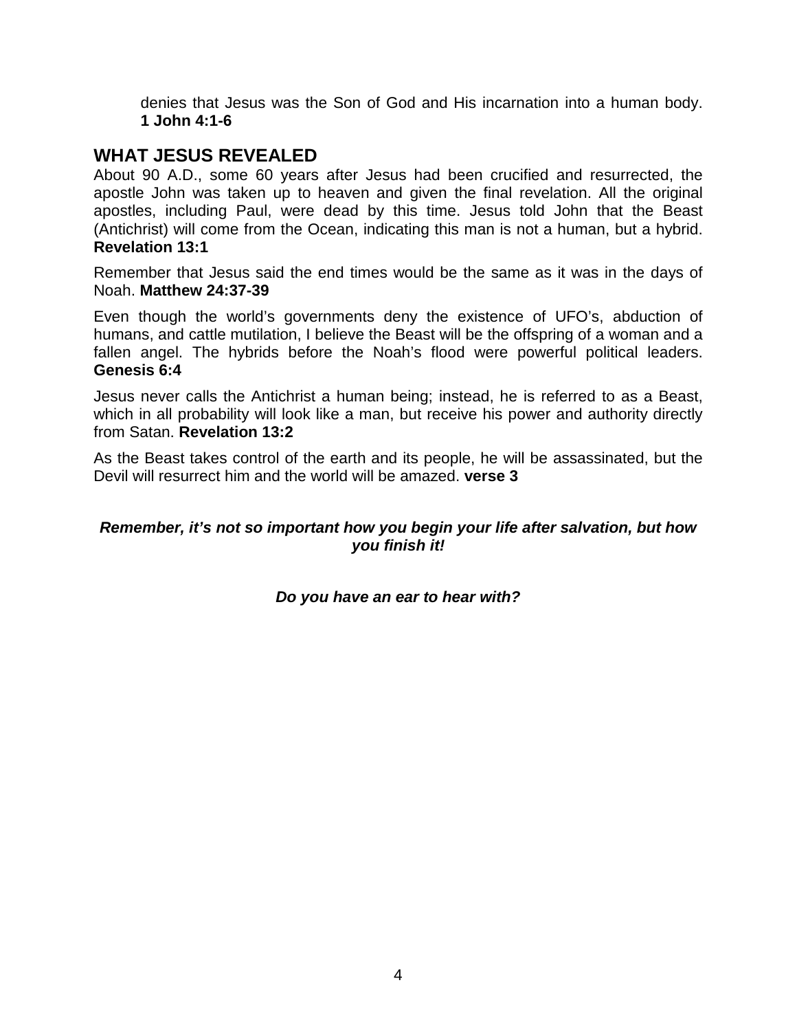denies that Jesus was the Son of God and His incarnation into a human body. **1 John 4:1-6**

## WHAT JESUS REVEALED

About 90 A.D., some 60 years after Jesus had been crucified and resurrected, the apostle John was taken up to heaven and given the final revelation. All the original apostles, including Paul, were dead by this time. Jesus told John that the Beast (Antichrist) will come from the Ocean, indicating this man is not a human, but a hybrid. **Revelation 13:1**

Remember that Jesus said the end times would be the same as it was in the days of Noah. **Matthew 24:37-39**

Even though the world's governments deny the existence of UFO's, abduction of humans, and cattle mutilation, I believe the Beast will be the offspring of a woman and a fallen angel. The hybrids before the Noah's flood were powerful political leaders. **Genesis 6:4**

Jesus never calls the Antichrist a human being; instead, he is referred to as a Beast, which in all probability will look like a man, but receive his power and authority directly from Satan. **Revelation 13:2**

As the Beast takes control of the earth and its people, he will be assassinated, but the Devil will resurrect him and the world will be amazed. **verse 3**

***Remember, it's not so important how you begin your life after salvation, but how you finish it!***

***Do you have an ear to hear with?***